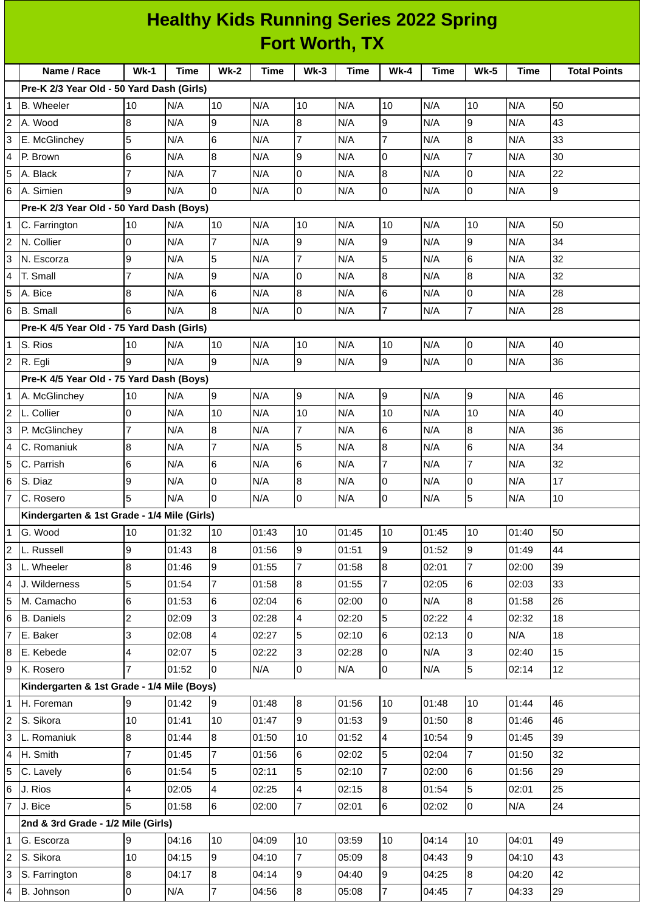# Healthy Kids Running Series 2022 Spring
## Fort Worth, TX

| | Name / Race | Wk-1 | Time | Wk-2 | Time | Wk-3 | Time | Wk-4 | Time | Wk-5 | Time | Total Points |
|---|---|---|---|---|---|---|---|---|---|---|---|---|
| | **Pre-K 2/3 Year Old - 50 Yard Dash (Girls)** | | | | | | | | | | | |
| 1 | B. Wheeler | 10 | N/A | 10 | N/A | 10 | N/A | 10 | N/A | 10 | N/A | 50 |
| 2 | A. Wood | 8 | N/A | 9 | N/A | 8 | N/A | 9 | N/A | 9 | N/A | 43 |
| 3 | E. McGlinchey | 5 | N/A | 6 | N/A | 7 | N/A | 7 | N/A | 8 | N/A | 33 |
| 4 | P. Brown | 6 | N/A | 8 | N/A | 9 | N/A | 0 | N/A | 7 | N/A | 30 |
| 5 | A. Black | 7 | N/A | 7 | N/A | 0 | N/A | 8 | N/A | 0 | N/A | 22 |
| 6 | A. Simien | 9 | N/A | 0 | N/A | 0 | N/A | 0 | N/A | 0 | N/A | 9 |
| | **Pre-K 2/3 Year Old - 50 Yard Dash (Boys)** | | | | | | | | | | | |
| 1 | C. Farrington | 10 | N/A | 10 | N/A | 10 | N/A | 10 | N/A | 10 | N/A | 50 |
| 2 | N. Collier | 0 | N/A | 7 | N/A | 9 | N/A | 9 | N/A | 9 | N/A | 34 |
| 3 | N. Escorza | 9 | N/A | 5 | N/A | 7 | N/A | 5 | N/A | 6 | N/A | 32 |
| 4 | T. Small | 7 | N/A | 9 | N/A | 0 | N/A | 8 | N/A | 8 | N/A | 32 |
| 5 | A. Bice | 8 | N/A | 6 | N/A | 8 | N/A | 6 | N/A | 0 | N/A | 28 |
| 6 | B. Small | 6 | N/A | 8 | N/A | 0 | N/A | 7 | N/A | 7 | N/A | 28 |
| | **Pre-K 4/5 Year Old - 75 Yard Dash (Girls)** | | | | | | | | | | | |
| 1 | S. Rios | 10 | N/A | 10 | N/A | 10 | N/A | 10 | N/A | 0 | N/A | 40 |
| 2 | R. Egli | 9 | N/A | 9 | N/A | 9 | N/A | 9 | N/A | 0 | N/A | 36 |
| | **Pre-K 4/5 Year Old - 75 Yard Dash (Boys)** | | | | | | | | | | | |
| 1 | A. McGlinchey | 10 | N/A | 9 | N/A | 9 | N/A | 9 | N/A | 9 | N/A | 46 |
| 2 | L. Collier | 0 | N/A | 10 | N/A | 10 | N/A | 10 | N/A | 10 | N/A | 40 |
| 3 | P. McGlinchey | 7 | N/A | 8 | N/A | 7 | N/A | 6 | N/A | 8 | N/A | 36 |
| 4 | C. Romaniuk | 8 | N/A | 7 | N/A | 5 | N/A | 8 | N/A | 6 | N/A | 34 |
| 5 | C. Parrish | 6 | N/A | 6 | N/A | 6 | N/A | 7 | N/A | 7 | N/A | 32 |
| 6 | S. Diaz | 9 | N/A | 0 | N/A | 8 | N/A | 0 | N/A | 0 | N/A | 17 |
| 7 | C. Rosero | 5 | N/A | 0 | N/A | 0 | N/A | 0 | N/A | 5 | N/A | 10 |
| | **Kindergarten & 1st Grade - 1/4 Mile (Girls)** | | | | | | | | | | | |
| 1 | G. Wood | 10 | 01:32 | 10 | 01:43 | 10 | 01:45 | 10 | 01:45 | 10 | 01:40 | 50 |
| 2 | L. Russell | 9 | 01:43 | 8 | 01:56 | 9 | 01:51 | 9 | 01:52 | 9 | 01:49 | 44 |
| 3 | L. Wheeler | 8 | 01:46 | 9 | 01:55 | 7 | 01:58 | 8 | 02:01 | 7 | 02:00 | 39 |
| 4 | J. Wilderness | 5 | 01:54 | 7 | 01:58 | 8 | 01:55 | 7 | 02:05 | 6 | 02:03 | 33 |
| 5 | M. Camacho | 6 | 01:53 | 6 | 02:04 | 6 | 02:00 | 0 | N/A | 8 | 01:58 | 26 |
| 6 | B. Daniels | 2 | 02:09 | 3 | 02:28 | 4 | 02:20 | 5 | 02:22 | 4 | 02:32 | 18 |
| 7 | E. Baker | 3 | 02:08 | 4 | 02:27 | 5 | 02:10 | 6 | 02:13 | 0 | N/A | 18 |
| 8 | E. Kebede | 4 | 02:07 | 5 | 02:22 | 3 | 02:28 | 0 | N/A | 3 | 02:40 | 15 |
| 9 | K. Rosero | 7 | 01:52 | 0 | N/A | 0 | N/A | 0 | N/A | 5 | 02:14 | 12 |
| | **Kindergarten & 1st Grade - 1/4 Mile (Boys)** | | | | | | | | | | | |
| 1 | H. Foreman | 9 | 01:42 | 9 | 01:48 | 8 | 01:56 | 10 | 01:48 | 10 | 01:44 | 46 |
| 2 | S. Sikora | 10 | 01:41 | 10 | 01:47 | 9 | 01:53 | 9 | 01:50 | 8 | 01:46 | 46 |
| 3 | L. Romaniuk | 8 | 01:44 | 8 | 01:50 | 10 | 01:52 | 4 | 10:54 | 9 | 01:45 | 39 |
| 4 | H. Smith | 7 | 01:45 | 7 | 01:56 | 6 | 02:02 | 5 | 02:04 | 7 | 01:50 | 32 |
| 5 | C. Lavely | 6 | 01:54 | 5 | 02:11 | 5 | 02:10 | 7 | 02:00 | 6 | 01:56 | 29 |
| 6 | J. Rios | 4 | 02:05 | 4 | 02:25 | 4 | 02:15 | 8 | 01:54 | 5 | 02:01 | 25 |
| 7 | J. Bice | 5 | 01:58 | 6 | 02:00 | 7 | 02:01 | 6 | 02:02 | 0 | N/A | 24 |
| | **2nd & 3rd Grade - 1/2 Mile (Girls)** | | | | | | | | | | | |
| 1 | G. Escorza | 9 | 04:16 | 10 | 04:09 | 10 | 03:59 | 10 | 04:14 | 10 | 04:01 | 49 |
| 2 | S. Sikora | 10 | 04:15 | 9 | 04:10 | 7 | 05:09 | 8 | 04:43 | 9 | 04:10 | 43 |
| 3 | S. Farrington | 8 | 04:17 | 8 | 04:14 | 9 | 04:40 | 9 | 04:25 | 8 | 04:20 | 42 |
| 4 | B. Johnson | 0 | N/A | 7 | 04:56 | 8 | 05:08 | 7 | 04:45 | 7 | 04:33 | 29 |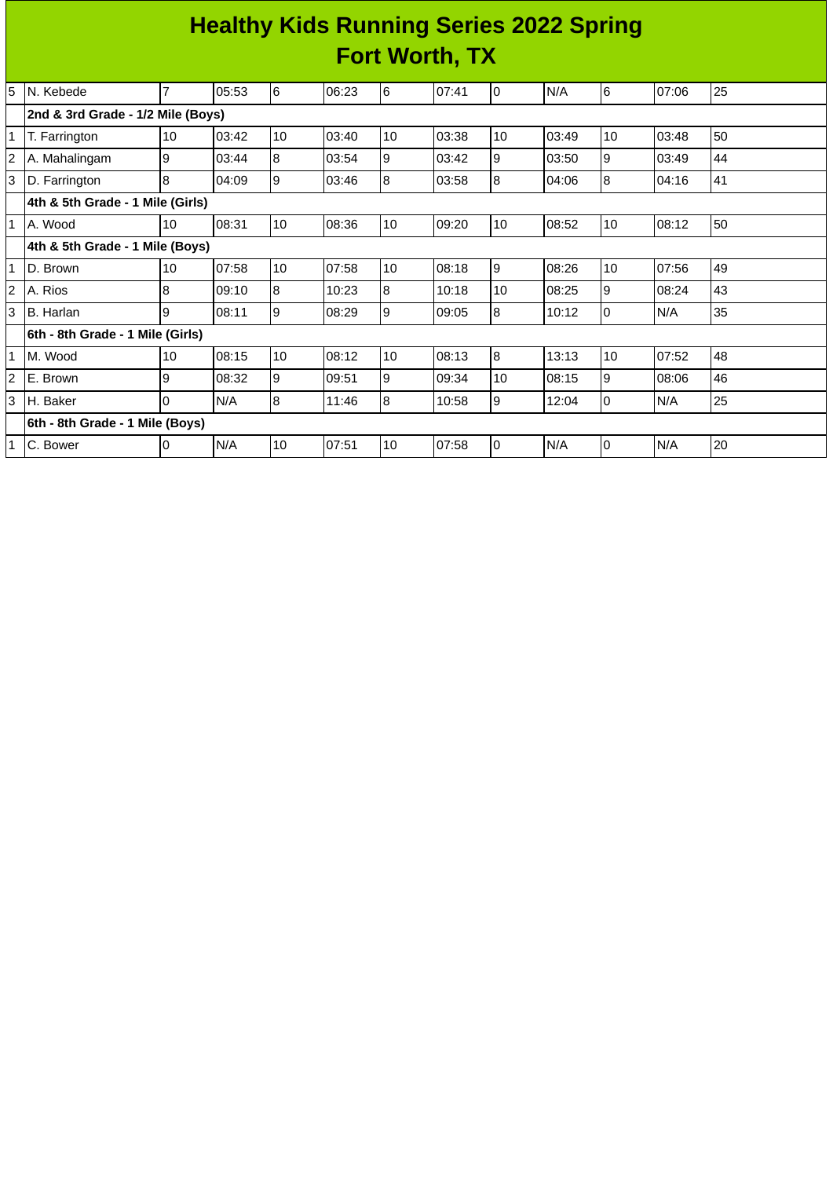# Healthy Kids Running Series 2022 Spring
## Fort Worth, TX

| | | | | | | | | | | | | |
|---|---|---|---|---|---|---|---|---|---|---|---|---|
| 5 | N. Kebede | 7 | 05:53 | 6 | 06:23 | 6 | 07:41 | 0 | N/A | 6 | 07:06 | 25 |
| | **2nd & 3rd Grade - 1/2 Mile (Boys)** | | | | | | | | | | | |
| 1 | T. Farrington | 10 | 03:42 | 10 | 03:40 | 10 | 03:38 | 10 | 03:49 | 10 | 03:48 | 50 |
| 2 | A. Mahalingam | 9 | 03:44 | 8 | 03:54 | 9 | 03:42 | 9 | 03:50 | 9 | 03:49 | 44 |
| 3 | D. Farrington | 8 | 04:09 | 9 | 03:46 | 8 | 03:58 | 8 | 04:06 | 8 | 04:16 | 41 |
| | **4th & 5th Grade - 1 Mile (Girls)** | | | | | | | | | | | |
| 1 | A. Wood | 10 | 08:31 | 10 | 08:36 | 10 | 09:20 | 10 | 08:52 | 10 | 08:12 | 50 |
| | **4th & 5th Grade - 1 Mile (Boys)** | | | | | | | | | | | |
| 1 | D. Brown | 10 | 07:58 | 10 | 07:58 | 10 | 08:18 | 9 | 08:26 | 10 | 07:56 | 49 |
| 2 | A. Rios | 8 | 09:10 | 8 | 10:23 | 8 | 10:18 | 10 | 08:25 | 9 | 08:24 | 43 |
| 3 | B. Harlan | 9 | 08:11 | 9 | 08:29 | 9 | 09:05 | 8 | 10:12 | 0 | N/A | 35 |
| | **6th - 8th Grade - 1 Mile (Girls)** | | | | | | | | | | | |
| 1 | M. Wood | 10 | 08:15 | 10 | 08:12 | 10 | 08:13 | 8 | 13:13 | 10 | 07:52 | 48 |
| 2 | E. Brown | 9 | 08:32 | 9 | 09:51 | 9 | 09:34 | 10 | 08:15 | 9 | 08:06 | 46 |
| 3 | H. Baker | 0 | N/A | 8 | 11:46 | 8 | 10:58 | 9 | 12:04 | 0 | N/A | 25 |
| | **6th - 8th Grade - 1 Mile (Boys)** | | | | | | | | | | | |
| 1 | C. Bower | 0 | N/A | 10 | 07:51 | 10 | 07:58 | 0 | N/A | 0 | N/A | 20 |